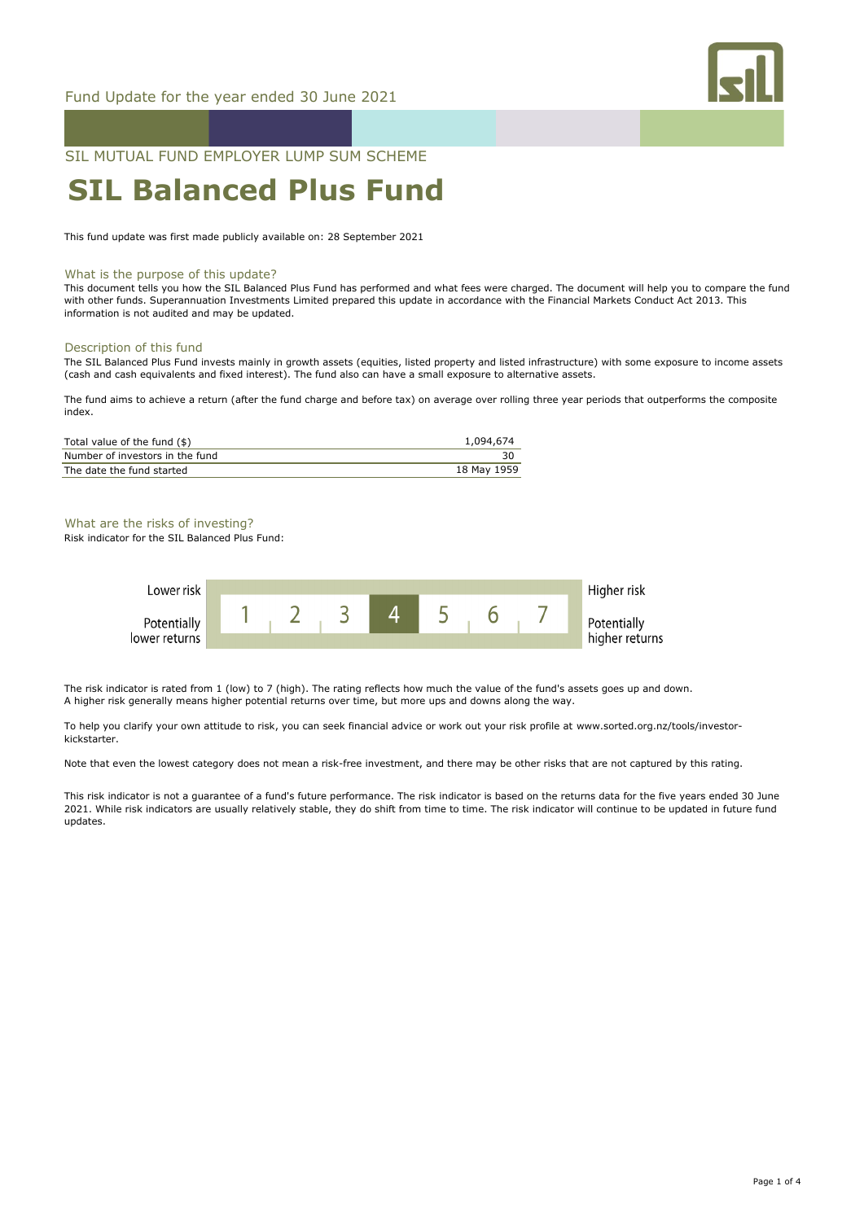Fund Update for the year ended 30 June 2021

SIL MUTUAL FUND EMPLOYER LUMP SUM SCHEME

# SIL Balanced Plus Fund

This fund update was first made publicly available on: 28 September 2021

## What is the purpose of this update?

This document tells you how the SIL Balanced Plus Fund has performed and what fees were charged. The document will help you to compare the fund with other funds. Superannuation Investments Limited prepared this update in accordance with the Financial Markets Conduct Act 2013. This information is not audited and may be updated.

## Description of this fund

The SIL Balanced Plus Fund invests mainly in growth assets (equities, listed property and listed infrastructure) with some exposure to income assets (cash and cash equivalents and fixed interest). The fund also can have a small exposure to alternative assets.

The fund aims to achieve a return (after the fund charge and before tax) on average over rolling three year periods that outperforms the composite index.

| | |
|---|---|
| Total value of the fund ($) | 1,094,674 |
| Number of investors in the fund | 30 |
| The date the fund started | 18 May 1959 |

## What are the risks of investing?

Risk indicator for the SIL Balanced Plus Fund:

| Lower risk / Potentially lower returns | 1 | 2 | 3 | **4** | 5 | 6 | 7 | Higher risk / Potentially higher returns |
|---|---|---|---|---|---|---|---|---|

The risk indicator is rated from 1 (low) to 7 (high). The rating reflects how much the value of the fund's assets goes up and down. A higher risk generally means higher potential returns over time, but more ups and downs along the way.

To help you clarify your own attitude to risk, you can seek financial advice or work out your risk profile at www.sorted.org.nz/tools/investor-kickstarter.

Note that even the lowest category does not mean a risk-free investment, and there may be other risks that are not captured by this rating.

This risk indicator is not a guarantee of a fund's future performance. The risk indicator is based on the returns data for the five years ended 30 June 2021. While risk indicators are usually relatively stable, they do shift from time to time. The risk indicator will continue to be updated in future fund updates.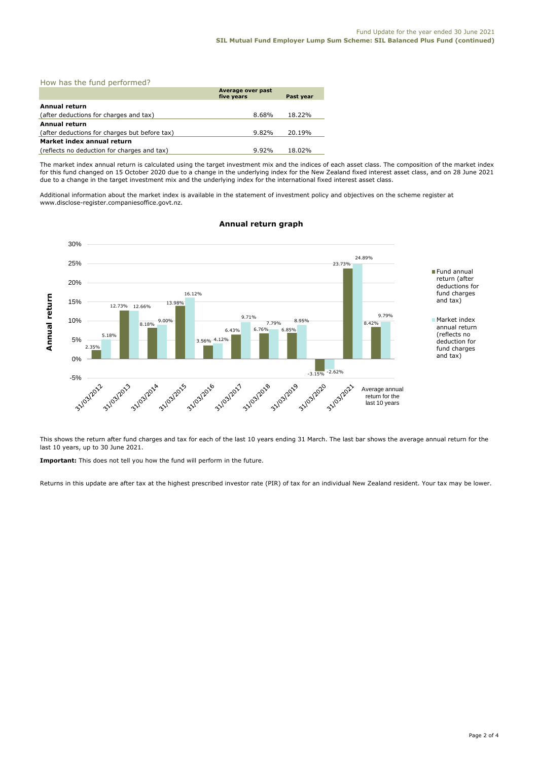## How has the fund performed?

| | Average over past five years | Past year |
|---|---|---|
| **Annual return** | | |
| (after deductions for charges and tax) | 8.68% | 18.22% |
| **Annual return** | | |
| (after deductions for charges but before tax) | 9.82% | 20.19% |
| **Market index annual return** | | |
| (reflects no deduction for charges and tax) | 9.92% | 18.02% |

The market index annual return is calculated using the target investment mix and the indices of each asset class. The composition of the market index for this fund changed on 15 October 2020 due to a change in the underlying index for the New Zealand fixed interest asset class, and on 28 June 2021 due to a change in the target investment mix and the underlying index for the international fixed interest asset class.

Additional information about the market index is available in the statement of investment policy and objectives on the scheme register at www.disclose-register.companiesoffice.govt.nz.

### Annual return graph

| | Fund annual return (after deductions for fund charges and tax) | Market index annual return (reflects no deduction for fund charges and tax) |
|---|---|---|
| 31/03/2012 | 2.35% | 5.18% |
| 31/03/2013 | 12.73% | 12.66% |
| 31/03/2014 | 8.18% | 9.00% |
| 31/03/2015 | 13.98% | 16.12% |
| 31/03/2016 | 3.56% | 4.12% |
| 31/03/2017 | 6.43% | 9.71% |
| 31/03/2018 | 6.76% | 7.79% |
| 31/03/2019 | 6.85% | 8.95% |
| 31/03/2020 | -3.15% | -2.62% |
| 31/03/2021 | 23.73% | 24.89% |
| Average annual return for the last 10 years | 8.42% | 9.79% |

This shows the return after fund charges and tax for each of the last 10 years ending 31 March. The last bar shows the average annual return for the last 10 years, up to 30 June 2021.

**Important:** This does not tell you how the fund will perform in the future.

Returns in this update are after tax at the highest prescribed investor rate (PIR) of tax for an individual New Zealand resident. Your tax may be lower.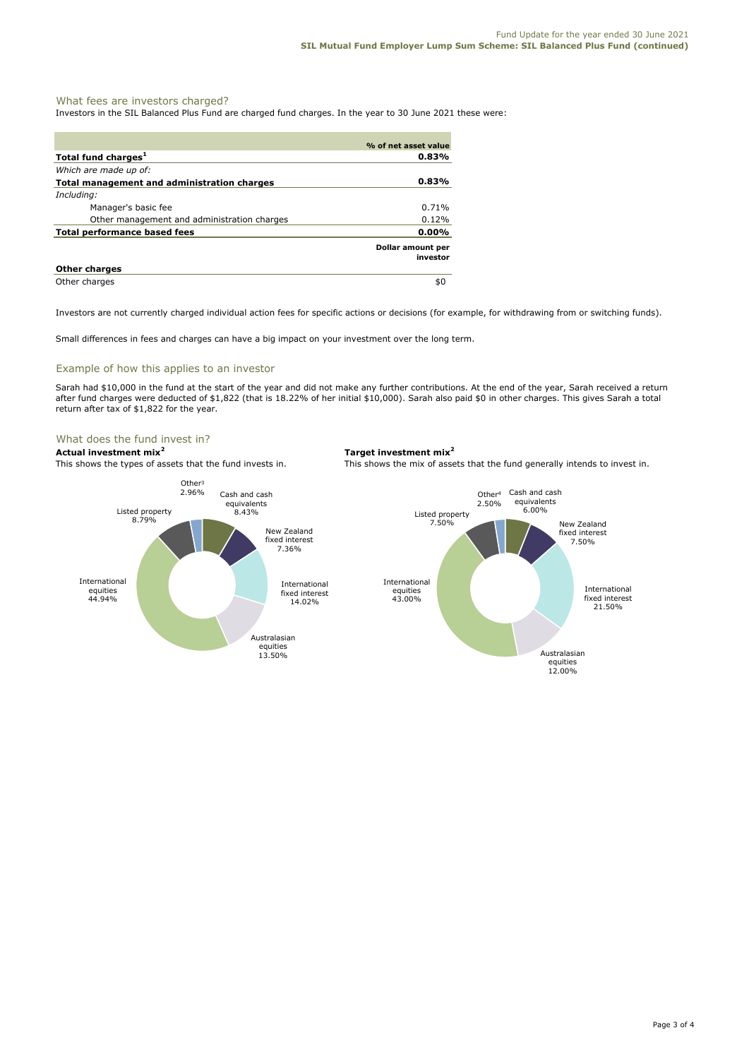## What fees are investors charged?

Investors in the SIL Balanced Plus Fund are charged fund charges. In the year to 30 June 2021 these were:

| | % of net asset value |
|---|---|
| **Total fund charges**[1] | **0.83%** |
| *Which are made up of:* | |
| **Total management and administration charges** | **0.83%** |
| *Including:* | |
| Manager's basic fee | 0.71% |
| Other management and administration charges | 0.12% |
| **Total performance based fees** | **0.00%** |
| | **Dollar amount per investor** |
| **Other charges** | |
| Other charges | $0 |

Investors are not currently charged individual action fees for specific actions or decisions (for example, for withdrawing from or switching funds).

Small differences in fees and charges can have a big impact on your investment over the long term.

## Example of how this applies to an investor

Sarah had $10,000 in the fund at the start of the year and did not make any further contributions. At the end of the year, Sarah received a return after fund charges were deducted of $1,822 (that is 18.22% of her initial $10,000). Sarah also paid $0 in other charges. This gives Sarah a total return after tax of $1,822 for the year.

## What does the fund invest in?

**Actual investment mix**[2]

This shows the types of assets that the fund invests in.

| Asset type | Actual |
|---|---|
| Cash and cash equivalents | 8.43% |
| New Zealand fixed interest | 7.36% |
| International fixed interest | 14.02% |
| Australasian equities | 13.50% |
| International equities | 44.94% |
| Listed property | 8.79% |
| Other[3] | 2.96% |

**Target investment mix**[2]

This shows the mix of assets that the fund generally intends to invest in.

| Asset type | Target |
|---|---|
| Cash and cash equivalents | 6.00% |
| New Zealand fixed interest | 7.50% |
| International fixed interest | 21.50% |
| Australasian equities | 12.00% |
| International equities | 43.00% |
| Listed property | 7.50% |
| Other[4] | 2.50% |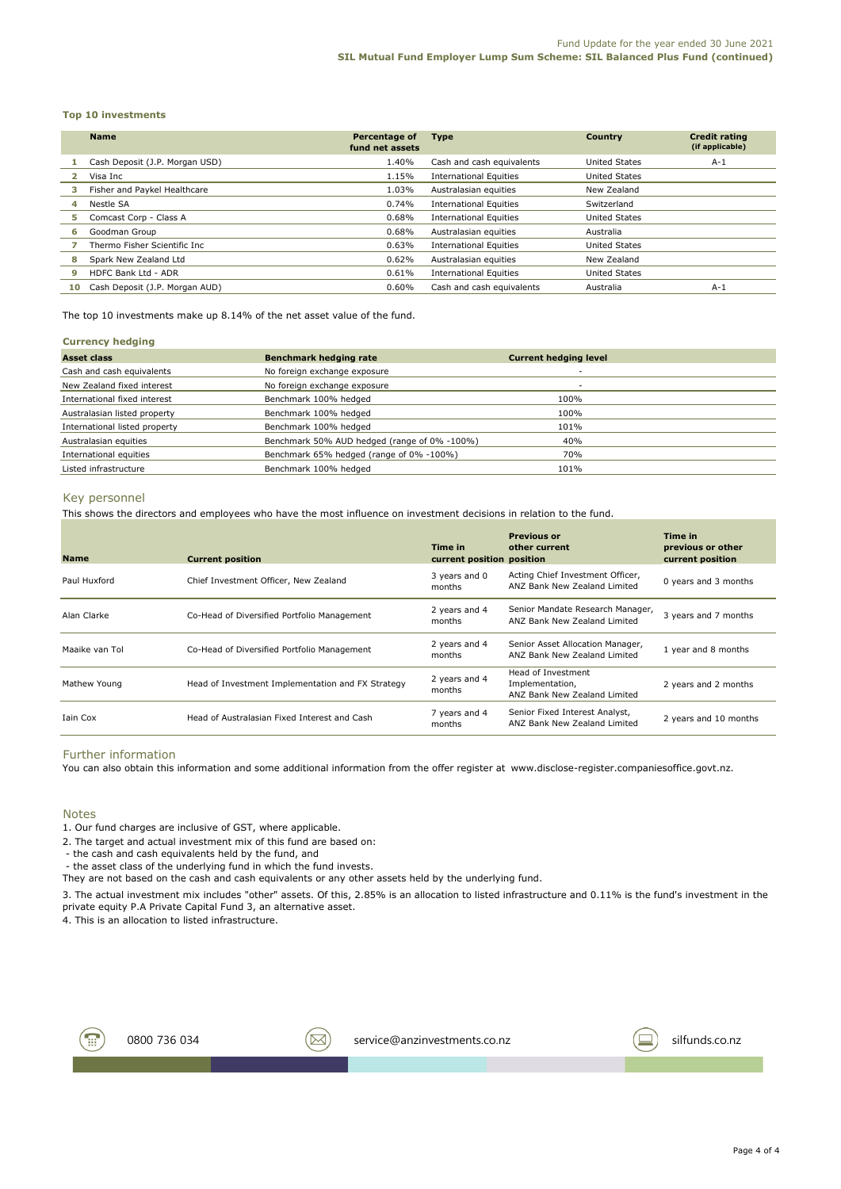### Top 10 investments

| | Name | Percentage of fund net assets | Type | Country | Credit rating (if applicable) |
|---|---|---|---|---|---|
| 1 | Cash Deposit (J.P. Morgan USD) | 1.40% | Cash and cash equivalents | United States | A-1 |
| 2 | Visa Inc | 1.15% | International Equities | United States | |
| 3 | Fisher and Paykel Healthcare | 1.03% | Australasian equities | New Zealand | |
| 4 | Nestle SA | 0.74% | International Equities | Switzerland | |
| 5 | Comcast Corp - Class A | 0.68% | International Equities | United States | |
| 6 | Goodman Group | 0.68% | Australasian equities | Australia | |
| 7 | Thermo Fisher Scientific Inc | 0.63% | International Equities | United States | |
| 8 | Spark New Zealand Ltd | 0.62% | Australasian equities | New Zealand | |
| 9 | HDFC Bank Ltd - ADR | 0.61% | International Equities | United States | |
| 10 | Cash Deposit (J.P. Morgan AUD) | 0.60% | Cash and cash equivalents | Australia | A-1 |

The top 10 investments make up 8.14% of the net asset value of the fund.

### Currency hedging

| Asset class | Benchmark hedging rate | Current hedging level |
|---|---|---|
| Cash and cash equivalents | No foreign exchange exposure | - |
| New Zealand fixed interest | No foreign exchange exposure | - |
| International fixed interest | Benchmark 100% hedged | 100% |
| Australasian listed property | Benchmark 100% hedged | 100% |
| International listed property | Benchmark 100% hedged | 101% |
| Australasian equities | Benchmark 50% AUD hedged (range of 0% -100%) | 40% |
| International equities | Benchmark 65% hedged (range of 0% -100%) | 70% |
| Listed infrastructure | Benchmark 100% hedged | 101% |

## Key personnel

This shows the directors and employees who have the most influence on investment decisions in relation to the fund.

| Name | Current position | Time in current position | Previous or other current position | Time in previous or other current position |
|---|---|---|---|---|
| Paul Huxford | Chief Investment Officer, New Zealand | 3 years and 0 months | Acting Chief Investment Officer, ANZ Bank New Zealand Limited | 0 years and 3 months |
| Alan Clarke | Co-Head of Diversified Portfolio Management | 2 years and 4 months | Senior Mandate Research Manager, ANZ Bank New Zealand Limited | 3 years and 7 months |
| Maaike van Tol | Co-Head of Diversified Portfolio Management | 2 years and 4 months | Senior Asset Allocation Manager, ANZ Bank New Zealand Limited | 1 year and 8 months |
| Mathew Young | Head of Investment Implementation and FX Strategy | 2 years and 4 months | Head of Investment Implementation, ANZ Bank New Zealand Limited | 2 years and 2 months |
| Iain Cox | Head of Australasian Fixed Interest and Cash | 7 years and 4 months | Senior Fixed Interest Analyst, ANZ Bank New Zealand Limited | 2 years and 10 months |

## Further information

You can also obtain this information and some additional information from the offer register at www.disclose-register.companiesoffice.govt.nz.

## Notes

1. Our fund charges are inclusive of GST, where applicable.
2. The target and actual investment mix of this fund are based on:
 - the cash and cash equivalents held by the fund, and
 - the asset class of the underlying fund in which the fund invests.

They are not based on the cash and cash equivalents or any other assets held by the underlying fund.

3. The actual investment mix includes "other" assets. Of this, 2.85% is an allocation to listed infrastructure and 0.11% is the fund's investment in the private equity P.A Private Capital Fund 3, an alternative asset.
4. This is an allocation to listed infrastructure.

0800 736 034 service@anzinvestments.co.nz silfunds.co.nz